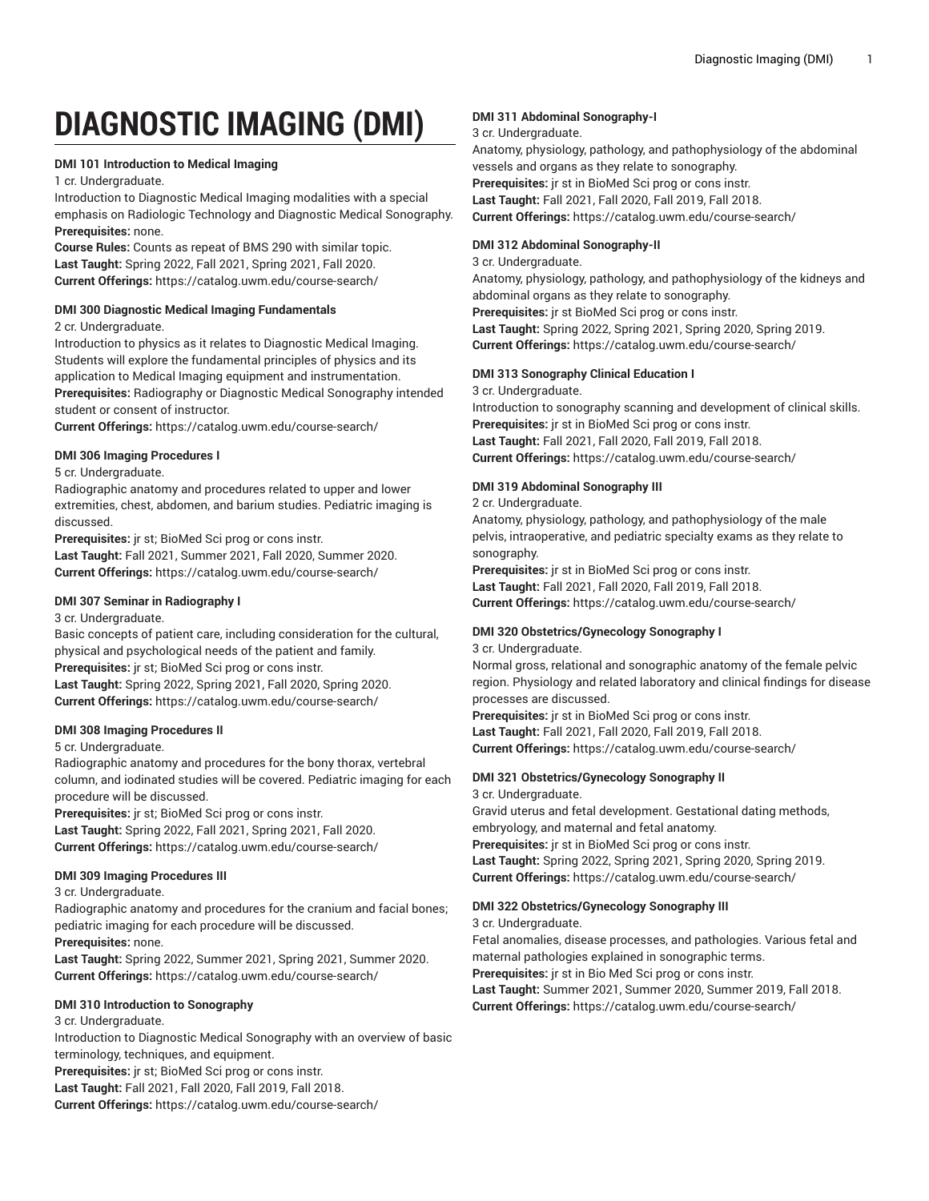# DIAGNOSTIC IMAGING (DMI)

**DMI 101 Introduction to Medical Imaging**

1 cr. Undergraduate.

Introduction to Diagnostic Medical Imaging modalities with a special emphasis on Radiologic Technology and Diagnostic Medical Sonography.

**Prerequisites:** none.

**Course Rules:** Counts as repeat of BMS 290 with similar topic.

**Last Taught:** Spring 2022, Fall 2021, Spring 2021, Fall 2020.

**Current Offerings:** https://catalog.uwm.edu/course-search/

**DMI 300 Diagnostic Medical Imaging Fundamentals**

2 cr. Undergraduate.

Introduction to physics as it relates to Diagnostic Medical Imaging. Students will explore the fundamental principles of physics and its application to Medical Imaging equipment and instrumentation.

**Prerequisites:** Radiography or Diagnostic Medical Sonography intended student or consent of instructor.

**Current Offerings:** https://catalog.uwm.edu/course-search/

**DMI 306 Imaging Procedures I**

5 cr. Undergraduate.

Radiographic anatomy and procedures related to upper and lower extremities, chest, abdomen, and barium studies. Pediatric imaging is discussed.

**Prerequisites:** jr st; BioMed Sci prog or cons instr.

**Last Taught:** Fall 2021, Summer 2021, Fall 2020, Summer 2020.

**Current Offerings:** https://catalog.uwm.edu/course-search/

**DMI 307 Seminar in Radiography I**

3 cr. Undergraduate.

Basic concepts of patient care, including consideration for the cultural, physical and psychological needs of the patient and family.

**Prerequisites:** jr st; BioMed Sci prog or cons instr.

**Last Taught:** Spring 2022, Spring 2021, Fall 2020, Spring 2020.

**Current Offerings:** https://catalog.uwm.edu/course-search/

**DMI 308 Imaging Procedures II**

5 cr. Undergraduate.

Radiographic anatomy and procedures for the bony thorax, vertebral column, and iodinated studies will be covered. Pediatric imaging for each procedure will be discussed.

**Prerequisites:** jr st; BioMed Sci prog or cons instr.

**Last Taught:** Spring 2022, Fall 2021, Spring 2021, Fall 2020.

**Current Offerings:** https://catalog.uwm.edu/course-search/

**DMI 309 Imaging Procedures III**

3 cr. Undergraduate.

Radiographic anatomy and procedures for the cranium and facial bones; pediatric imaging for each procedure will be discussed.

**Prerequisites:** none.

**Last Taught:** Spring 2022, Summer 2021, Spring 2021, Summer 2020.

**Current Offerings:** https://catalog.uwm.edu/course-search/

**DMI 310 Introduction to Sonography**

3 cr. Undergraduate.

Introduction to Diagnostic Medical Sonography with an overview of basic terminology, techniques, and equipment.

**Prerequisites:** jr st; BioMed Sci prog or cons instr.

**Last Taught:** Fall 2021, Fall 2020, Fall 2019, Fall 2018.

**Current Offerings:** https://catalog.uwm.edu/course-search/

**DMI 311 Abdominal Sonography-I**

3 cr. Undergraduate.

Anatomy, physiology, pathology, and pathophysiology of the abdominal vessels and organs as they relate to sonography.

**Prerequisites:** jr st in BioMed Sci prog or cons instr.

**Last Taught:** Fall 2021, Fall 2020, Fall 2019, Fall 2018.

**Current Offerings:** https://catalog.uwm.edu/course-search/

**DMI 312 Abdominal Sonography-II**

3 cr. Undergraduate.

Anatomy, physiology, pathology, and pathophysiology of the kidneys and abdominal organs as they relate to sonography.

**Prerequisites:** jr st BioMed Sci prog or cons instr.

**Last Taught:** Spring 2022, Spring 2021, Spring 2020, Spring 2019.

**Current Offerings:** https://catalog.uwm.edu/course-search/

**DMI 313 Sonography Clinical Education I**

3 cr. Undergraduate.

Introduction to sonography scanning and development of clinical skills.

**Prerequisites:** jr st in BioMed Sci prog or cons instr.

**Last Taught:** Fall 2021, Fall 2020, Fall 2019, Fall 2018.

**Current Offerings:** https://catalog.uwm.edu/course-search/

**DMI 319 Abdominal Sonography III**

2 cr. Undergraduate.

Anatomy, physiology, pathology, and pathophysiology of the male pelvis, intraoperative, and pediatric specialty exams as they relate to sonography.

**Prerequisites:** jr st in BioMed Sci prog or cons instr.

**Last Taught:** Fall 2021, Fall 2020, Fall 2019, Fall 2018.

**Current Offerings:** https://catalog.uwm.edu/course-search/

**DMI 320 Obstetrics/Gynecology Sonography I**

3 cr. Undergraduate.

Normal gross, relational and sonographic anatomy of the female pelvic region. Physiology and related laboratory and clinical findings for disease processes are discussed.

**Prerequisites:** jr st in BioMed Sci prog or cons instr.

**Last Taught:** Fall 2021, Fall 2020, Fall 2019, Fall 2018.

**Current Offerings:** https://catalog.uwm.edu/course-search/

**DMI 321 Obstetrics/Gynecology Sonography II**

3 cr. Undergraduate.

Gravid uterus and fetal development. Gestational dating methods, embryology, and maternal and fetal anatomy.

**Prerequisites:** jr st in BioMed Sci prog or cons instr.

**Last Taught:** Spring 2022, Spring 2021, Spring 2020, Spring 2019.

**Current Offerings:** https://catalog.uwm.edu/course-search/

**DMI 322 Obstetrics/Gynecology Sonography III**

3 cr. Undergraduate.

Fetal anomalies, disease processes, and pathologies. Various fetal and maternal pathologies explained in sonographic terms.

**Prerequisites:** jr st in Bio Med Sci prog or cons instr.

**Last Taught:** Summer 2021, Summer 2020, Summer 2019, Fall 2018.

**Current Offerings:** https://catalog.uwm.edu/course-search/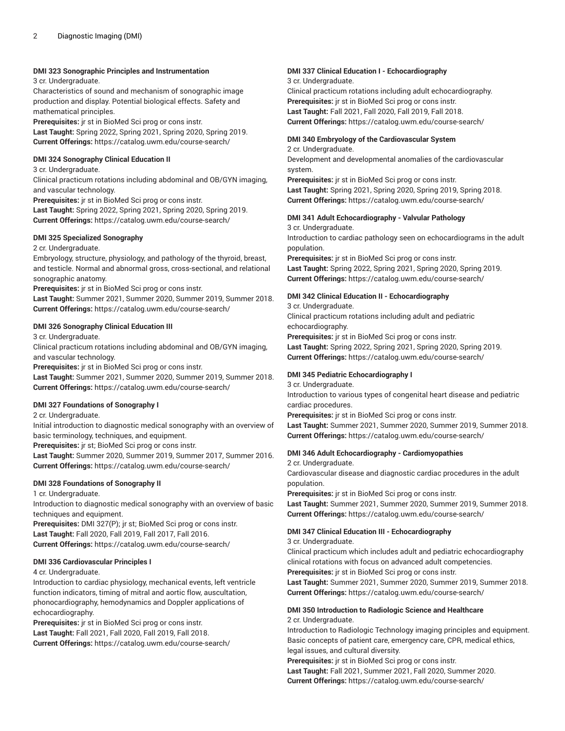**DMI 323 Sonographic Principles and Instrumentation**

3 cr. Undergraduate.

Characteristics of sound and mechanism of sonographic image production and display. Potential biological effects. Safety and mathematical principles.

**Prerequisites:** jr st in BioMed Sci prog or cons instr.

**Last Taught:** Spring 2022, Spring 2021, Spring 2020, Spring 2019.

**Current Offerings:** https://catalog.uwm.edu/course-search/

**DMI 324 Sonography Clinical Education II**

3 cr. Undergraduate.

Clinical practicum rotations including abdominal and OB/GYN imaging, and vascular technology.

**Prerequisites:** jr st in BioMed Sci prog or cons instr.

**Last Taught:** Spring 2022, Spring 2021, Spring 2020, Spring 2019.

**Current Offerings:** https://catalog.uwm.edu/course-search/

**DMI 325 Specialized Sonography**

2 cr. Undergraduate.

Embryology, structure, physiology, and pathology of the thyroid, breast, and testicle. Normal and abnormal gross, cross-sectional, and relational sonographic anatomy.

**Prerequisites:** jr st in BioMed Sci prog or cons instr.

**Last Taught:** Summer 2021, Summer 2020, Summer 2019, Summer 2018.

**Current Offerings:** https://catalog.uwm.edu/course-search/

**DMI 326 Sonography Clinical Education III**

3 cr. Undergraduate.

Clinical practicum rotations including abdominal and OB/GYN imaging, and vascular technology.

**Prerequisites:** jr st in BioMed Sci prog or cons instr.

**Last Taught:** Summer 2021, Summer 2020, Summer 2019, Summer 2018.

**Current Offerings:** https://catalog.uwm.edu/course-search/

**DMI 327 Foundations of Sonography I**

2 cr. Undergraduate.

Initial introduction to diagnostic medical sonography with an overview of basic terminology, techniques, and equipment.

**Prerequisites:** jr st; BioMed Sci prog or cons instr.

**Last Taught:** Summer 2020, Summer 2019, Summer 2017, Summer 2016.

**Current Offerings:** https://catalog.uwm.edu/course-search/

**DMI 328 Foundations of Sonography II**

1 cr. Undergraduate.

Introduction to diagnostic medical sonography with an overview of basic techniques and equipment.

**Prerequisites:** DMI 327(P); jr st; BioMed Sci prog or cons instr.

**Last Taught:** Fall 2020, Fall 2019, Fall 2017, Fall 2016.

**Current Offerings:** https://catalog.uwm.edu/course-search/

**DMI 336 Cardiovascular Principles I**

4 cr. Undergraduate.

Introduction to cardiac physiology, mechanical events, left ventricle function indicators, timing of mitral and aortic flow, auscultation, phonocardiography, hemodynamics and Doppler applications of echocardiography.

**Prerequisites:** jr st in BioMed Sci prog or cons instr.

**Last Taught:** Fall 2021, Fall 2020, Fall 2019, Fall 2018.

**Current Offerings:** https://catalog.uwm.edu/course-search/

**DMI 337 Clinical Education I - Echocardiography**

3 cr. Undergraduate.

Clinical practicum rotations including adult echocardiography.

**Prerequisites:** jr st in BioMed Sci prog or cons instr.

**Last Taught:** Fall 2021, Fall 2020, Fall 2019, Fall 2018.

**Current Offerings:** https://catalog.uwm.edu/course-search/

**DMI 340 Embryology of the Cardiovascular System**

2 cr. Undergraduate.

Development and developmental anomalies of the cardiovascular system.

**Prerequisites:** jr st in BioMed Sci prog or cons instr.

**Last Taught:** Spring 2021, Spring 2020, Spring 2019, Spring 2018.

**Current Offerings:** https://catalog.uwm.edu/course-search/

**DMI 341 Adult Echocardiography - Valvular Pathology**

3 cr. Undergraduate.

Introduction to cardiac pathology seen on echocardiograms in the adult population.

**Prerequisites:** jr st in BioMed Sci prog or cons instr.

**Last Taught:** Spring 2022, Spring 2021, Spring 2020, Spring 2019.

**Current Offerings:** https://catalog.uwm.edu/course-search/

**DMI 342 Clinical Education II - Echocardiography**

3 cr. Undergraduate.

Clinical practicum rotations including adult and pediatric echocardiography.

**Prerequisites:** jr st in BioMed Sci prog or cons instr.

**Last Taught:** Spring 2022, Spring 2021, Spring 2020, Spring 2019.

**Current Offerings:** https://catalog.uwm.edu/course-search/

**DMI 345 Pediatric Echocardiography I**

3 cr. Undergraduate.

Introduction to various types of congenital heart disease and pediatric cardiac procedures.

**Prerequisites:** jr st in BioMed Sci prog or cons instr.

**Last Taught:** Summer 2021, Summer 2020, Summer 2019, Summer 2018.

**Current Offerings:** https://catalog.uwm.edu/course-search/

**DMI 346 Adult Echocardiography - Cardiomyopathies**

2 cr. Undergraduate.

Cardiovascular disease and diagnostic cardiac procedures in the adult population.

**Prerequisites:** jr st in BioMed Sci prog or cons instr.

**Last Taught:** Summer 2021, Summer 2020, Summer 2019, Summer 2018.

**Current Offerings:** https://catalog.uwm.edu/course-search/

**DMI 347 Clinical Education III - Echocardiography**

3 cr. Undergraduate.

Clinical practicum which includes adult and pediatric echocardiography clinical rotations with focus on advanced adult competencies.

**Prerequisites:** jr st in BioMed Sci prog or cons instr.

**Last Taught:** Summer 2021, Summer 2020, Summer 2019, Summer 2018.

**Current Offerings:** https://catalog.uwm.edu/course-search/

**DMI 350 Introduction to Radiologic Science and Healthcare**

2 cr. Undergraduate.

Introduction to Radiologic Technology imaging principles and equipment. Basic concepts of patient care, emergency care, CPR, medical ethics, legal issues, and cultural diversity.

**Prerequisites:** jr st in BioMed Sci prog or cons instr.

**Last Taught:** Fall 2021, Summer 2021, Fall 2020, Summer 2020.

**Current Offerings:** https://catalog.uwm.edu/course-search/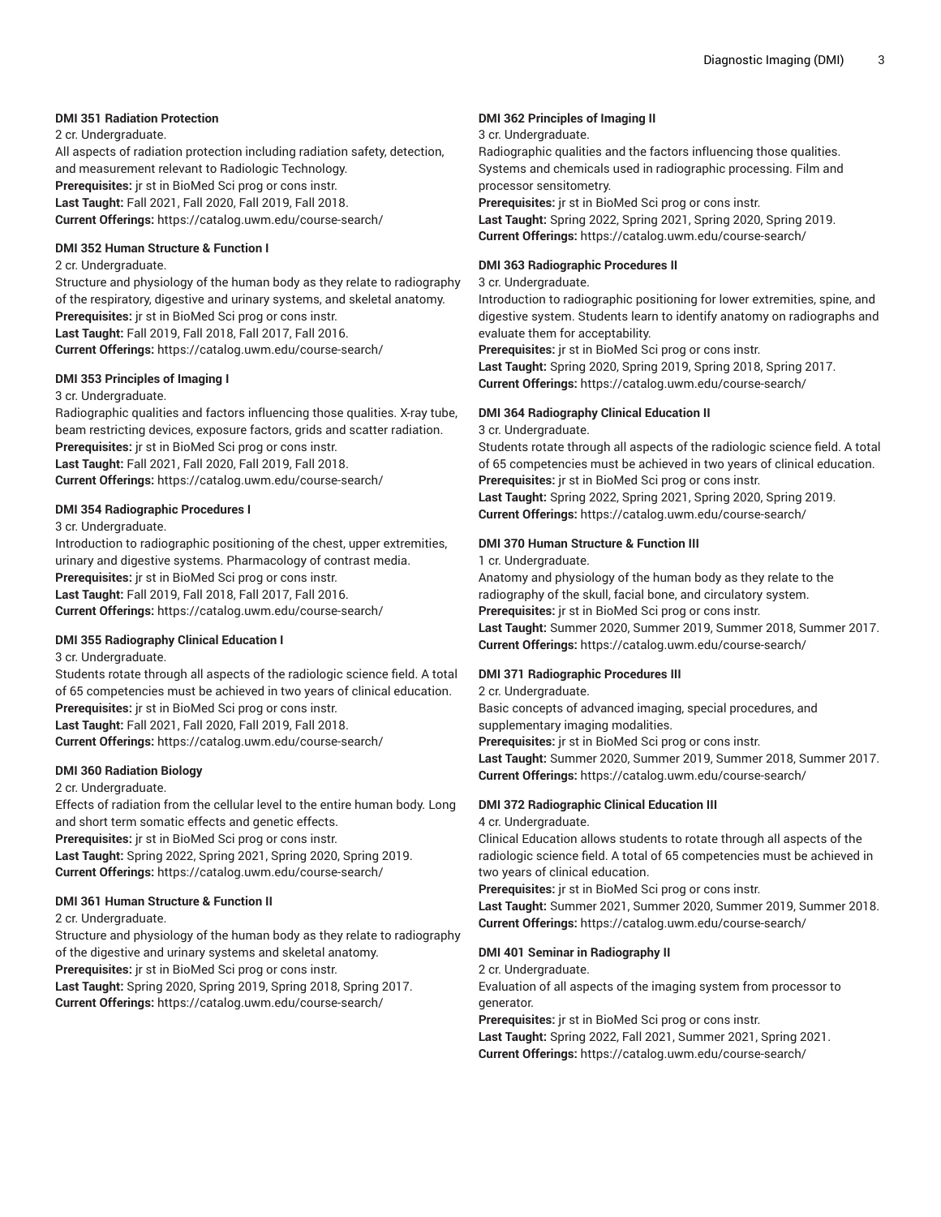**DMI 351 Radiation Protection**

2 cr. Undergraduate.

All aspects of radiation protection including radiation safety, detection, and measurement relevant to Radiologic Technology.

**Prerequisites:** jr st in BioMed Sci prog or cons instr.

**Last Taught:** Fall 2021, Fall 2020, Fall 2019, Fall 2018.

**Current Offerings:** https://catalog.uwm.edu/course-search/

**DMI 352 Human Structure & Function I**

2 cr. Undergraduate.

Structure and physiology of the human body as they relate to radiography of the respiratory, digestive and urinary systems, and skeletal anatomy.

**Prerequisites:** jr st in BioMed Sci prog or cons instr.

**Last Taught:** Fall 2019, Fall 2018, Fall 2017, Fall 2016.

**Current Offerings:** https://catalog.uwm.edu/course-search/

**DMI 353 Principles of Imaging I**

3 cr. Undergraduate.

Radiographic qualities and factors influencing those qualities. X-ray tube, beam restricting devices, exposure factors, grids and scatter radiation.

**Prerequisites:** jr st in BioMed Sci prog or cons instr.

**Last Taught:** Fall 2021, Fall 2020, Fall 2019, Fall 2018.

**Current Offerings:** https://catalog.uwm.edu/course-search/

**DMI 354 Radiographic Procedures I**

3 cr. Undergraduate.

Introduction to radiographic positioning of the chest, upper extremities, urinary and digestive systems. Pharmacology of contrast media.

**Prerequisites:** jr st in BioMed Sci prog or cons instr.

**Last Taught:** Fall 2019, Fall 2018, Fall 2017, Fall 2016.

**Current Offerings:** https://catalog.uwm.edu/course-search/

**DMI 355 Radiography Clinical Education I**

3 cr. Undergraduate.

Students rotate through all aspects of the radiologic science field. A total of 65 competencies must be achieved in two years of clinical education.

**Prerequisites:** jr st in BioMed Sci prog or cons instr.

**Last Taught:** Fall 2021, Fall 2020, Fall 2019, Fall 2018.

**Current Offerings:** https://catalog.uwm.edu/course-search/

**DMI 360 Radiation Biology**

2 cr. Undergraduate.

Effects of radiation from the cellular level to the entire human body. Long and short term somatic effects and genetic effects.

**Prerequisites:** jr st in BioMed Sci prog or cons instr.

**Last Taught:** Spring 2022, Spring 2021, Spring 2020, Spring 2019.

**Current Offerings:** https://catalog.uwm.edu/course-search/

**DMI 361 Human Structure & Function II**

2 cr. Undergraduate.

Structure and physiology of the human body as they relate to radiography of the digestive and urinary systems and skeletal anatomy.

**Prerequisites:** jr st in BioMed Sci prog or cons instr.

**Last Taught:** Spring 2020, Spring 2019, Spring 2018, Spring 2017.

**Current Offerings:** https://catalog.uwm.edu/course-search/

**DMI 362 Principles of Imaging II**

3 cr. Undergraduate.

Radiographic qualities and the factors influencing those qualities. Systems and chemicals used in radiographic processing. Film and processor sensitometry.

**Prerequisites:** jr st in BioMed Sci prog or cons instr.

**Last Taught:** Spring 2022, Spring 2021, Spring 2020, Spring 2019.

**Current Offerings:** https://catalog.uwm.edu/course-search/

**DMI 363 Radiographic Procedures II**

3 cr. Undergraduate.

Introduction to radiographic positioning for lower extremities, spine, and digestive system. Students learn to identify anatomy on radiographs and evaluate them for acceptability.

**Prerequisites:** jr st in BioMed Sci prog or cons instr.

**Last Taught:** Spring 2020, Spring 2019, Spring 2018, Spring 2017.

**Current Offerings:** https://catalog.uwm.edu/course-search/

**DMI 364 Radiography Clinical Education II**

3 cr. Undergraduate.

Students rotate through all aspects of the radiologic science field. A total of 65 competencies must be achieved in two years of clinical education.

**Prerequisites:** jr st in BioMed Sci prog or cons instr.

**Last Taught:** Spring 2022, Spring 2021, Spring 2020, Spring 2019.

**Current Offerings:** https://catalog.uwm.edu/course-search/

**DMI 370 Human Structure & Function III**

1 cr. Undergraduate.

Anatomy and physiology of the human body as they relate to the radiography of the skull, facial bone, and circulatory system.

**Prerequisites:** jr st in BioMed Sci prog or cons instr.

**Last Taught:** Summer 2020, Summer 2019, Summer 2018, Summer 2017.

**Current Offerings:** https://catalog.uwm.edu/course-search/

**DMI 371 Radiographic Procedures III**

2 cr. Undergraduate.

Basic concepts of advanced imaging, special procedures, and supplementary imaging modalities.

**Prerequisites:** jr st in BioMed Sci prog or cons instr.

**Last Taught:** Summer 2020, Summer 2019, Summer 2018, Summer 2017.

**Current Offerings:** https://catalog.uwm.edu/course-search/

**DMI 372 Radiographic Clinical Education III**

4 cr. Undergraduate.

Clinical Education allows students to rotate through all aspects of the radiologic science field. A total of 65 competencies must be achieved in two years of clinical education.

**Prerequisites:** jr st in BioMed Sci prog or cons instr.

**Last Taught:** Summer 2021, Summer 2020, Summer 2019, Summer 2018.

**Current Offerings:** https://catalog.uwm.edu/course-search/

**DMI 401 Seminar in Radiography II**

2 cr. Undergraduate.

Evaluation of all aspects of the imaging system from processor to generator.

**Prerequisites:** jr st in BioMed Sci prog or cons instr.

**Last Taught:** Spring 2022, Fall 2021, Summer 2021, Spring 2021.

**Current Offerings:** https://catalog.uwm.edu/course-search/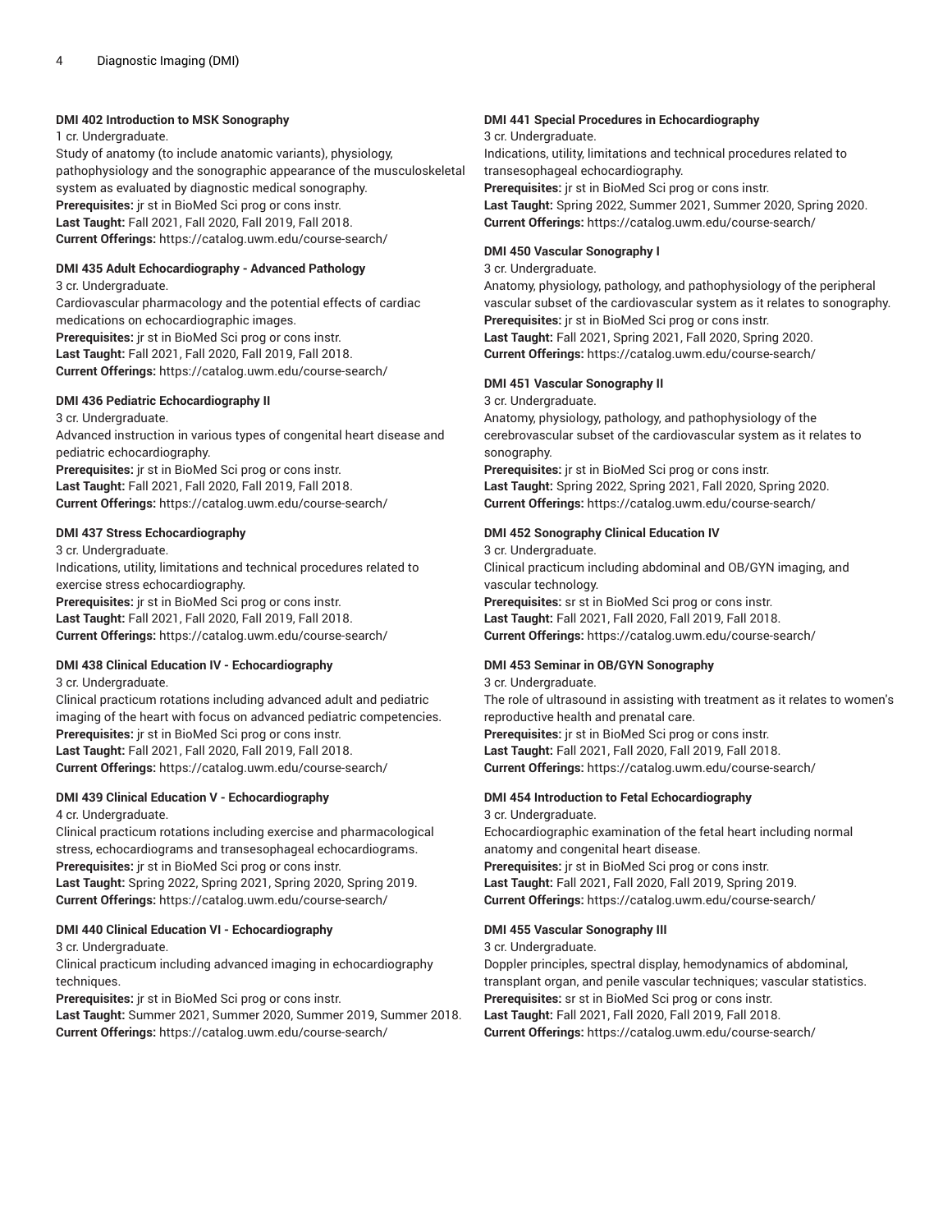**DMI 402 Introduction to MSK Sonography**

1 cr. Undergraduate.

Study of anatomy (to include anatomic variants), physiology, pathophysiology and the sonographic appearance of the musculoskeletal system as evaluated by diagnostic medical sonography.

**Prerequisites:** jr st in BioMed Sci prog or cons instr.

**Last Taught:** Fall 2021, Fall 2020, Fall 2019, Fall 2018.

**Current Offerings:** https://catalog.uwm.edu/course-search/

**DMI 435 Adult Echocardiography - Advanced Pathology**

3 cr. Undergraduate.

Cardiovascular pharmacology and the potential effects of cardiac medications on echocardiographic images.

**Prerequisites:** jr st in BioMed Sci prog or cons instr.

**Last Taught:** Fall 2021, Fall 2020, Fall 2019, Fall 2018.

**Current Offerings:** https://catalog.uwm.edu/course-search/

**DMI 436 Pediatric Echocardiography II**

3 cr. Undergraduate.

Advanced instruction in various types of congenital heart disease and pediatric echocardiography.

**Prerequisites:** jr st in BioMed Sci prog or cons instr.

**Last Taught:** Fall 2021, Fall 2020, Fall 2019, Fall 2018.

**Current Offerings:** https://catalog.uwm.edu/course-search/

**DMI 437 Stress Echocardiography**

3 cr. Undergraduate.

Indications, utility, limitations and technical procedures related to exercise stress echocardiography.

**Prerequisites:** jr st in BioMed Sci prog or cons instr.

**Last Taught:** Fall 2021, Fall 2020, Fall 2019, Fall 2018.

**Current Offerings:** https://catalog.uwm.edu/course-search/

**DMI 438 Clinical Education IV - Echocardiography**

3 cr. Undergraduate.

Clinical practicum rotations including advanced adult and pediatric imaging of the heart with focus on advanced pediatric competencies.

**Prerequisites:** jr st in BioMed Sci prog or cons instr.

**Last Taught:** Fall 2021, Fall 2020, Fall 2019, Fall 2018.

**Current Offerings:** https://catalog.uwm.edu/course-search/

**DMI 439 Clinical Education V - Echocardiography**

4 cr. Undergraduate.

Clinical practicum rotations including exercise and pharmacological stress, echocardiograms and transesophageal echocardiograms.

**Prerequisites:** jr st in BioMed Sci prog or cons instr.

**Last Taught:** Spring 2022, Spring 2021, Spring 2020, Spring 2019.

**Current Offerings:** https://catalog.uwm.edu/course-search/

**DMI 440 Clinical Education VI - Echocardiography**

3 cr. Undergraduate.

Clinical practicum including advanced imaging in echocardiography techniques.

**Prerequisites:** jr st in BioMed Sci prog or cons instr.

**Last Taught:** Summer 2021, Summer 2020, Summer 2019, Summer 2018.

**Current Offerings:** https://catalog.uwm.edu/course-search/

**DMI 441 Special Procedures in Echocardiography**

3 cr. Undergraduate.

Indications, utility, limitations and technical procedures related to transesophageal echocardiography.

**Prerequisites:** jr st in BioMed Sci prog or cons instr.

**Last Taught:** Spring 2022, Summer 2021, Summer 2020, Spring 2020.

**Current Offerings:** https://catalog.uwm.edu/course-search/

**DMI 450 Vascular Sonography I**

3 cr. Undergraduate.

Anatomy, physiology, pathology, and pathophysiology of the peripheral vascular subset of the cardiovascular system as it relates to sonography.

**Prerequisites:** jr st in BioMed Sci prog or cons instr.

**Last Taught:** Fall 2021, Spring 2021, Fall 2020, Spring 2020.

**Current Offerings:** https://catalog.uwm.edu/course-search/

**DMI 451 Vascular Sonography II**

3 cr. Undergraduate.

Anatomy, physiology, pathology, and pathophysiology of the cerebrovascular subset of the cardiovascular system as it relates to sonography.

**Prerequisites:** jr st in BioMed Sci prog or cons instr.

**Last Taught:** Spring 2022, Spring 2021, Fall 2020, Spring 2020.

**Current Offerings:** https://catalog.uwm.edu/course-search/

**DMI 452 Sonography Clinical Education IV**

3 cr. Undergraduate.

Clinical practicum including abdominal and OB/GYN imaging, and vascular technology.

**Prerequisites:** sr st in BioMed Sci prog or cons instr.

**Last Taught:** Fall 2021, Fall 2020, Fall 2019, Fall 2018.

**Current Offerings:** https://catalog.uwm.edu/course-search/

**DMI 453 Seminar in OB/GYN Sonography**

3 cr. Undergraduate.

The role of ultrasound in assisting with treatment as it relates to women's reproductive health and prenatal care.

**Prerequisites:** jr st in BioMed Sci prog or cons instr.

**Last Taught:** Fall 2021, Fall 2020, Fall 2019, Fall 2018.

**Current Offerings:** https://catalog.uwm.edu/course-search/

**DMI 454 Introduction to Fetal Echocardiography**

3 cr. Undergraduate.

Echocardiographic examination of the fetal heart including normal anatomy and congenital heart disease.

**Prerequisites:** jr st in BioMed Sci prog or cons instr.

**Last Taught:** Fall 2021, Fall 2020, Fall 2019, Spring 2019.

**Current Offerings:** https://catalog.uwm.edu/course-search/

**DMI 455 Vascular Sonography III**

3 cr. Undergraduate.

Doppler principles, spectral display, hemodynamics of abdominal, transplant organ, and penile vascular techniques; vascular statistics.

**Prerequisites:** sr st in BioMed Sci prog or cons instr.

**Last Taught:** Fall 2021, Fall 2020, Fall 2019, Fall 2018.

**Current Offerings:** https://catalog.uwm.edu/course-search/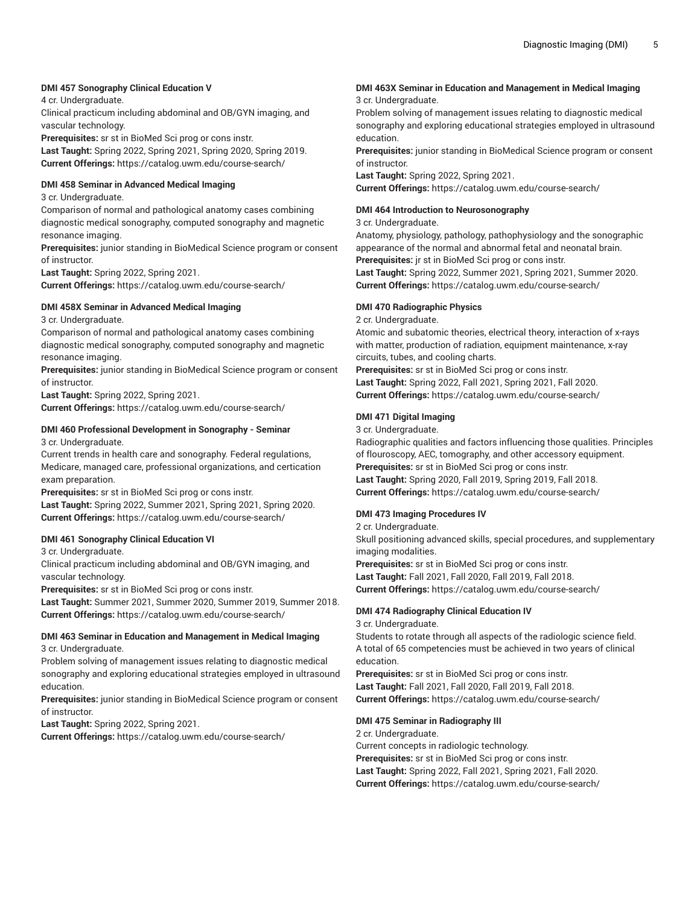#### DMI 457 Sonography Clinical Education V

4 cr. Undergraduate.

Clinical practicum including abdominal and OB/GYN imaging, and vascular technology.

**Prerequisites:** sr st in BioMed Sci prog or cons instr.

**Last Taught:** Spring 2022, Spring 2021, Spring 2020, Spring 2019.

**Current Offerings:** https://catalog.uwm.edu/course-search/

#### DMI 458 Seminar in Advanced Medical Imaging

3 cr. Undergraduate.

Comparison of normal and pathological anatomy cases combining diagnostic medical sonography, computed sonography and magnetic resonance imaging.

**Prerequisites:** junior standing in BioMedical Science program or consent of instructor.

**Last Taught:** Spring 2022, Spring 2021.

**Current Offerings:** https://catalog.uwm.edu/course-search/

#### DMI 458X Seminar in Advanced Medical Imaging

3 cr. Undergraduate.

Comparison of normal and pathological anatomy cases combining diagnostic medical sonography, computed sonography and magnetic resonance imaging.

**Prerequisites:** junior standing in BioMedical Science program or consent of instructor.

**Last Taught:** Spring 2022, Spring 2021.

**Current Offerings:** https://catalog.uwm.edu/course-search/

#### DMI 460 Professional Development in Sonography - Seminar

3 cr. Undergraduate.

Current trends in health care and sonography. Federal regulations, Medicare, managed care, professional organizations, and certication exam preparation.

**Prerequisites:** sr st in BioMed Sci prog or cons instr.

**Last Taught:** Spring 2022, Summer 2021, Spring 2021, Spring 2020.

**Current Offerings:** https://catalog.uwm.edu/course-search/

#### DMI 461 Sonography Clinical Education VI

3 cr. Undergraduate.

Clinical practicum including abdominal and OB/GYN imaging, and vascular technology.

**Prerequisites:** sr st in BioMed Sci prog or cons instr.

**Last Taught:** Summer 2021, Summer 2020, Summer 2019, Summer 2018.

**Current Offerings:** https://catalog.uwm.edu/course-search/

#### DMI 463 Seminar in Education and Management in Medical Imaging

3 cr. Undergraduate.

Problem solving of management issues relating to diagnostic medical sonography and exploring educational strategies employed in ultrasound education.

**Prerequisites:** junior standing in BioMedical Science program or consent of instructor.

**Last Taught:** Spring 2022, Spring 2021.

**Current Offerings:** https://catalog.uwm.edu/course-search/

#### DMI 463X Seminar in Education and Management in Medical Imaging

3 cr. Undergraduate.

Problem solving of management issues relating to diagnostic medical sonography and exploring educational strategies employed in ultrasound education.

**Prerequisites:** junior standing in BioMedical Science program or consent of instructor.

**Last Taught:** Spring 2022, Spring 2021.

**Current Offerings:** https://catalog.uwm.edu/course-search/

#### DMI 464 Introduction to Neurosonography

3 cr. Undergraduate.

Anatomy, physiology, pathology, pathophysiology and the sonographic appearance of the normal and abnormal fetal and neonatal brain.

**Prerequisites:** jr st in BioMed Sci prog or cons instr.

**Last Taught:** Spring 2022, Summer 2021, Spring 2021, Summer 2020.

**Current Offerings:** https://catalog.uwm.edu/course-search/

#### DMI 470 Radiographic Physics

2 cr. Undergraduate.

Atomic and subatomic theories, electrical theory, interaction of x-rays with matter, production of radiation, equipment maintenance, x-ray circuits, tubes, and cooling charts.

**Prerequisites:** sr st in BioMed Sci prog or cons instr.

**Last Taught:** Spring 2022, Fall 2021, Spring 2021, Fall 2020.

**Current Offerings:** https://catalog.uwm.edu/course-search/

#### DMI 471 Digital Imaging

3 cr. Undergraduate.

Radiographic qualities and factors influencing those qualities. Principles of flouroscopy, AEC, tomography, and other accessory equipment.

**Prerequisites:** sr st in BioMed Sci prog or cons instr.

**Last Taught:** Spring 2020, Fall 2019, Spring 2019, Fall 2018.

**Current Offerings:** https://catalog.uwm.edu/course-search/

#### DMI 473 Imaging Procedures IV

2 cr. Undergraduate.

Skull positioning advanced skills, special procedures, and supplementary imaging modalities.

**Prerequisites:** sr st in BioMed Sci prog or cons instr.

**Last Taught:** Fall 2021, Fall 2020, Fall 2019, Fall 2018.

**Current Offerings:** https://catalog.uwm.edu/course-search/

#### DMI 474 Radiography Clinical Education IV

3 cr. Undergraduate.

Students to rotate through all aspects of the radiologic science field. A total of 65 competencies must be achieved in two years of clinical education.

**Prerequisites:** sr st in BioMed Sci prog or cons instr.

**Last Taught:** Fall 2021, Fall 2020, Fall 2019, Fall 2018.

**Current Offerings:** https://catalog.uwm.edu/course-search/

#### DMI 475 Seminar in Radiography III

2 cr. Undergraduate.

Current concepts in radiologic technology.

**Prerequisites:** sr st in BioMed Sci prog or cons instr.

**Last Taught:** Spring 2022, Fall 2021, Spring 2021, Fall 2020.

**Current Offerings:** https://catalog.uwm.edu/course-search/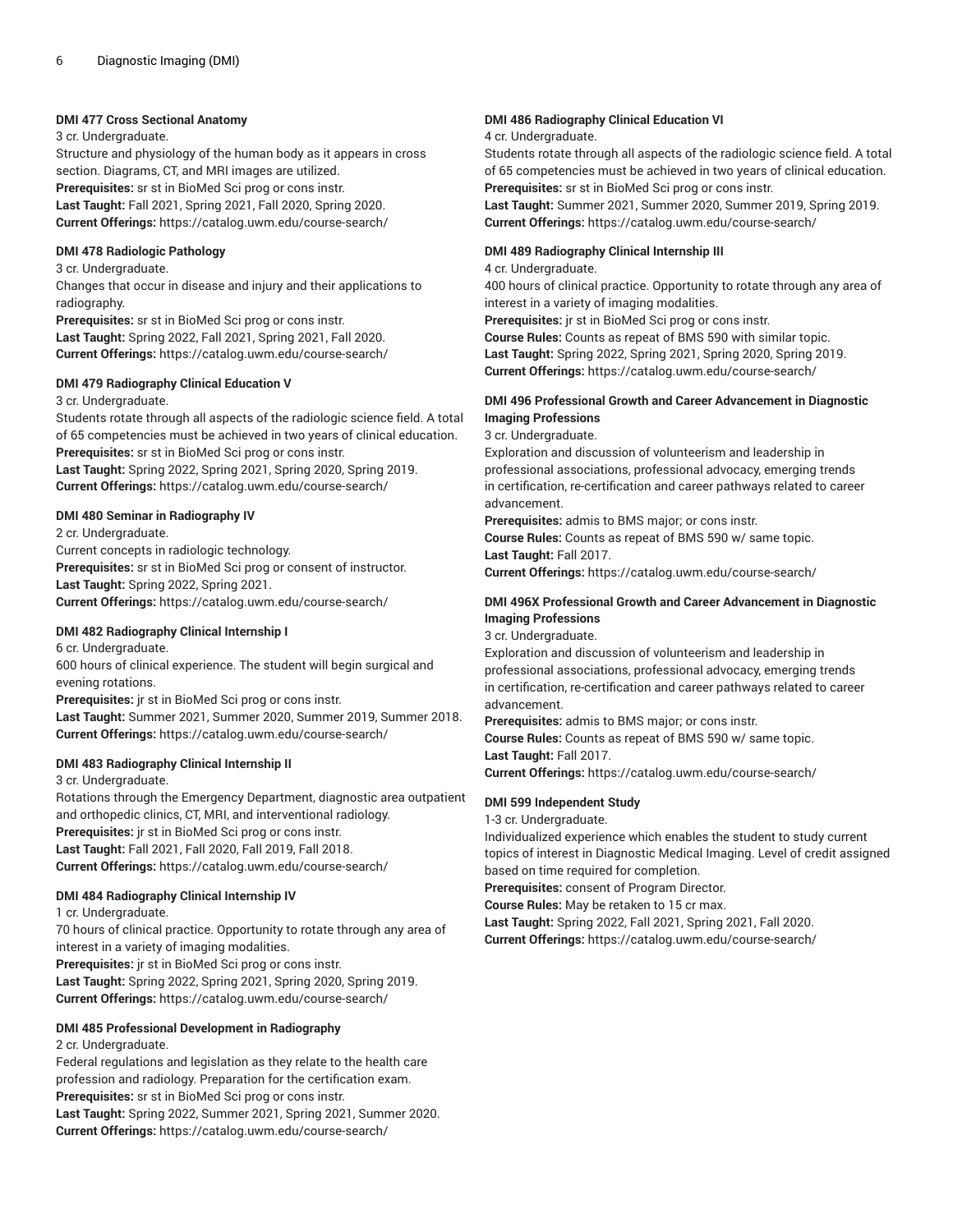**DMI 477 Cross Sectional Anatomy**

3 cr. Undergraduate.

Structure and physiology of the human body as it appears in cross section. Diagrams, CT, and MRI images are utilized.

**Prerequisites:** sr st in BioMed Sci prog or cons instr.

**Last Taught:** Fall 2021, Spring 2021, Fall 2020, Spring 2020.

**Current Offerings:** https://catalog.uwm.edu/course-search/

**DMI 478 Radiologic Pathology**

3 cr. Undergraduate.

Changes that occur in disease and injury and their applications to radiography.

**Prerequisites:** sr st in BioMed Sci prog or cons instr.

**Last Taught:** Spring 2022, Fall 2021, Spring 2021, Fall 2020.

**Current Offerings:** https://catalog.uwm.edu/course-search/

**DMI 479 Radiography Clinical Education V**

3 cr. Undergraduate.

Students rotate through all aspects of the radiologic science field. A total of 65 competencies must be achieved in two years of clinical education.

**Prerequisites:** sr st in BioMed Sci prog or cons instr.

**Last Taught:** Spring 2022, Spring 2021, Spring 2020, Spring 2019.

**Current Offerings:** https://catalog.uwm.edu/course-search/

**DMI 480 Seminar in Radiography IV**

2 cr. Undergraduate.

Current concepts in radiologic technology.

**Prerequisites:** sr st in BioMed Sci prog or consent of instructor.

**Last Taught:** Spring 2022, Spring 2021.

**Current Offerings:** https://catalog.uwm.edu/course-search/

**DMI 482 Radiography Clinical Internship I**

6 cr. Undergraduate.

600 hours of clinical experience. The student will begin surgical and evening rotations.

**Prerequisites:** jr st in BioMed Sci prog or cons instr.

**Last Taught:** Summer 2021, Summer 2020, Summer 2019, Summer 2018.

**Current Offerings:** https://catalog.uwm.edu/course-search/

**DMI 483 Radiography Clinical Internship II**

3 cr. Undergraduate.

Rotations through the Emergency Department, diagnostic area outpatient and orthopedic clinics, CT, MRI, and interventional radiology.

**Prerequisites:** jr st in BioMed Sci prog or cons instr.

**Last Taught:** Fall 2021, Fall 2020, Fall 2019, Fall 2018.

**Current Offerings:** https://catalog.uwm.edu/course-search/

**DMI 484 Radiography Clinical Internship IV**

1 cr. Undergraduate.

70 hours of clinical practice. Opportunity to rotate through any area of interest in a variety of imaging modalities.

**Prerequisites:** jr st in BioMed Sci prog or cons instr.

**Last Taught:** Spring 2022, Spring 2021, Spring 2020, Spring 2019.

**Current Offerings:** https://catalog.uwm.edu/course-search/

**DMI 485 Professional Development in Radiography**

2 cr. Undergraduate.

Federal regulations and legislation as they relate to the health care profession and radiology. Preparation for the certification exam.

**Prerequisites:** sr st in BioMed Sci prog or cons instr.

**Last Taught:** Spring 2022, Summer 2021, Spring 2021, Summer 2020.

**Current Offerings:** https://catalog.uwm.edu/course-search/

**DMI 486 Radiography Clinical Education VI**

4 cr. Undergraduate.

Students rotate through all aspects of the radiologic science field. A total of 65 competencies must be achieved in two years of clinical education.

**Prerequisites:** sr st in BioMed Sci prog or cons instr.

**Last Taught:** Summer 2021, Summer 2020, Summer 2019, Spring 2019.

**Current Offerings:** https://catalog.uwm.edu/course-search/

**DMI 489 Radiography Clinical Internship III**

4 cr. Undergraduate.

400 hours of clinical practice. Opportunity to rotate through any area of interest in a variety of imaging modalities.

**Prerequisites:** jr st in BioMed Sci prog or cons instr.

**Course Rules:** Counts as repeat of BMS 590 with similar topic.

**Last Taught:** Spring 2022, Spring 2021, Spring 2020, Spring 2019.

**Current Offerings:** https://catalog.uwm.edu/course-search/

**DMI 496 Professional Growth and Career Advancement in Diagnostic Imaging Professions**

3 cr. Undergraduate.

Exploration and discussion of volunteerism and leadership in professional associations, professional advocacy, emerging trends in certification, re-certification and career pathways related to career advancement.

**Prerequisites:** admis to BMS major; or cons instr.

**Course Rules:** Counts as repeat of BMS 590 w/ same topic.

**Last Taught:** Fall 2017.

**Current Offerings:** https://catalog.uwm.edu/course-search/

**DMI 496X Professional Growth and Career Advancement in Diagnostic Imaging Professions**

3 cr. Undergraduate.

Exploration and discussion of volunteerism and leadership in professional associations, professional advocacy, emerging trends in certification, re-certification and career pathways related to career advancement.

**Prerequisites:** admis to BMS major; or cons instr.

**Course Rules:** Counts as repeat of BMS 590 w/ same topic.

**Last Taught:** Fall 2017.

**Current Offerings:** https://catalog.uwm.edu/course-search/

**DMI 599 Independent Study**

1-3 cr. Undergraduate.

Individualized experience which enables the student to study current topics of interest in Diagnostic Medical Imaging. Level of credit assigned based on time required for completion.

**Prerequisites:** consent of Program Director.

**Course Rules:** May be retaken to 15 cr max.

**Last Taught:** Spring 2022, Fall 2021, Spring 2021, Fall 2020.

**Current Offerings:** https://catalog.uwm.edu/course-search/